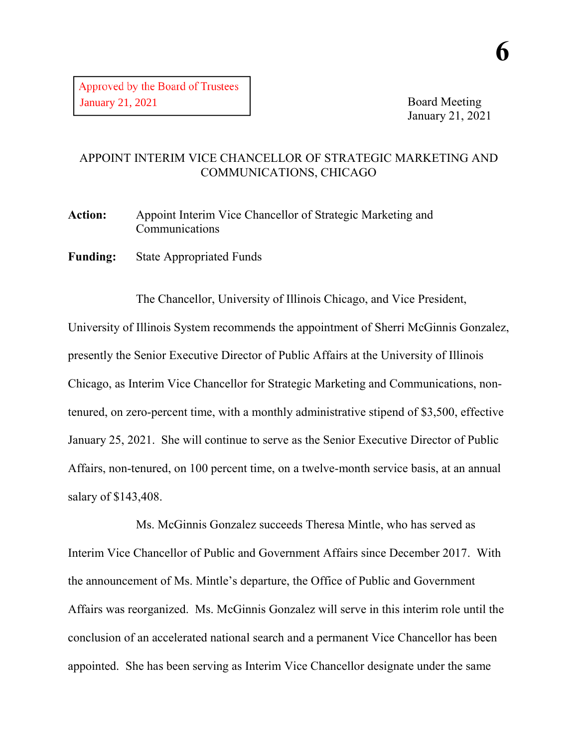**6**

Approved by the Board of Trustees
January 21, 2021

Board Meeting
January 21, 2021

# APPOINT INTERIM VICE CHANCELLOR OF STRATEGIC MARKETING AND COMMUNICATIONS, CHICAGO

**Action:** Appoint Interim Vice Chancellor of Strategic Marketing and Communications

**Funding:** State Appropriated Funds

The Chancellor, University of Illinois Chicago, and Vice President, University of Illinois System recommends the appointment of Sherri McGinnis Gonzalez, presently the Senior Executive Director of Public Affairs at the University of Illinois Chicago, as Interim Vice Chancellor for Strategic Marketing and Communications, non-tenured, on zero-percent time, with a monthly administrative stipend of $3,500, effective January 25, 2021. She will continue to serve as the Senior Executive Director of Public Affairs, non-tenured, on 100 percent time, on a twelve-month service basis, at an annual salary of $143,408.

Ms. McGinnis Gonzalez succeeds Theresa Mintle, who has served as Interim Vice Chancellor of Public and Government Affairs since December 2017. With the announcement of Ms. Mintle's departure, the Office of Public and Government Affairs was reorganized. Ms. McGinnis Gonzalez will serve in this interim role until the conclusion of an accelerated national search and a permanent Vice Chancellor has been appointed. She has been serving as Interim Vice Chancellor designate under the same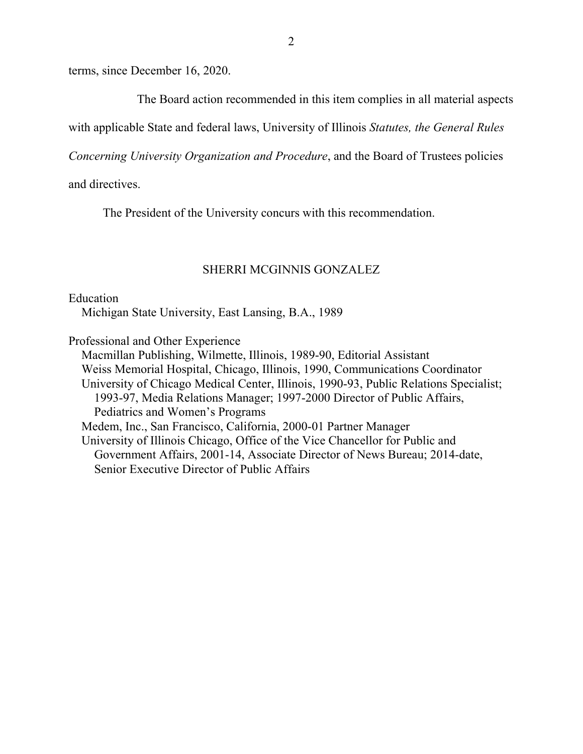terms, since December 16, 2020.

The Board action recommended in this item complies in all material aspects with applicable State and federal laws, University of Illinois *Statutes, the General Rules Concerning University Organization and Procedure*, and the Board of Trustees policies and directives.

The President of the University concurs with this recommendation.

## SHERRI MCGINNIS GONZALEZ

Education

Michigan State University, East Lansing, B.A., 1989

Professional and Other Experience

Macmillan Publishing, Wilmette, Illinois, 1989-90, Editorial Assistant

Weiss Memorial Hospital, Chicago, Illinois, 1990, Communications Coordinator

University of Chicago Medical Center, Illinois, 1990-93, Public Relations Specialist; 1993-97, Media Relations Manager; 1997-2000 Director of Public Affairs, Pediatrics and Women's Programs

Medem, Inc., San Francisco, California, 2000-01 Partner Manager

University of Illinois Chicago, Office of the Vice Chancellor for Public and Government Affairs, 2001-14, Associate Director of News Bureau; 2014-date, Senior Executive Director of Public Affairs